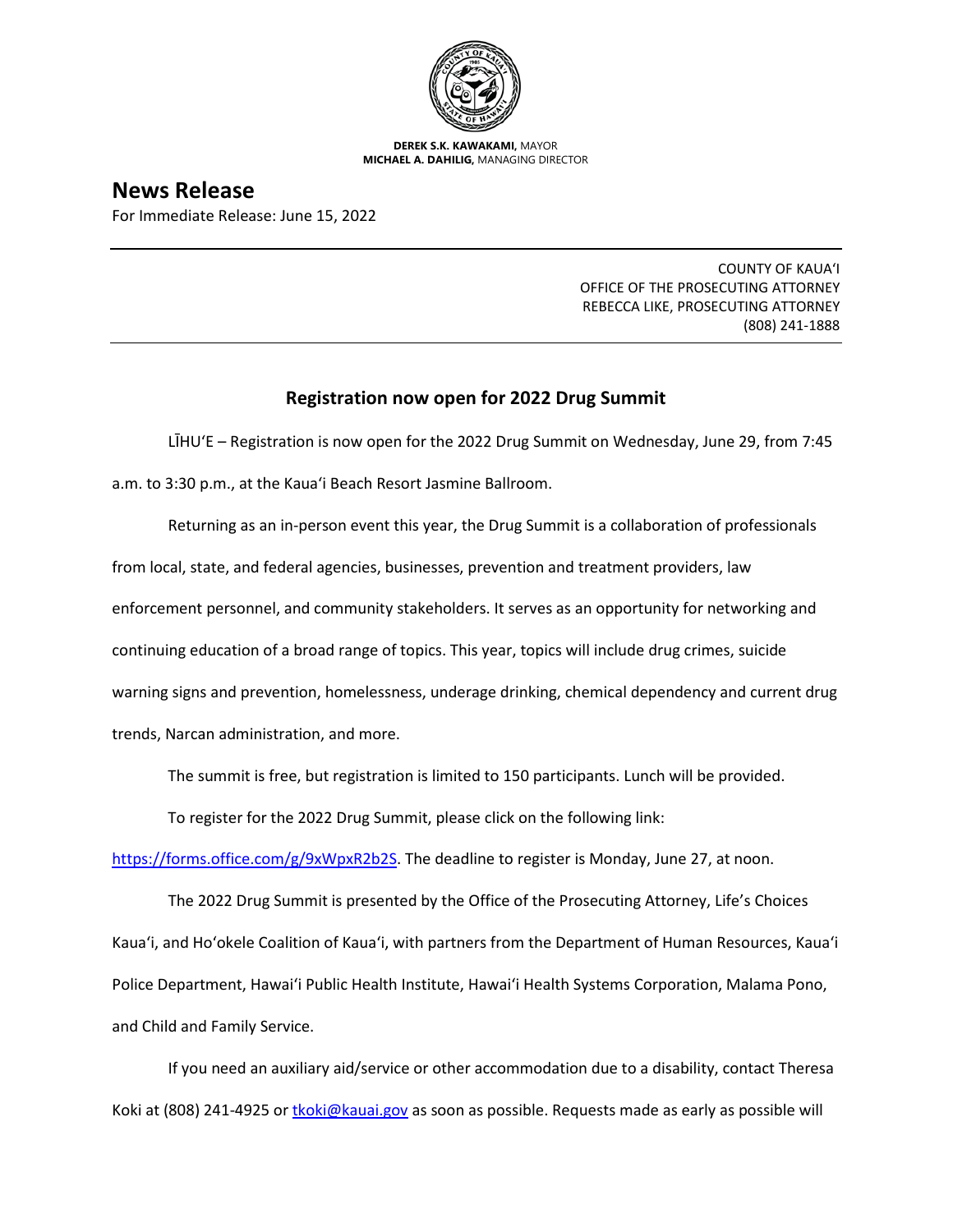**DEREK S.K. KAWAKAMI,** MAYOR
**MICHAEL A. DAHILIG,** MANAGING DIRECTOR

# News Release

For Immediate Release: June 15, 2022

COUNTY OF KAUAʻI
OFFICE OF THE PROSECUTING ATTORNEY
REBECCA LIKE, PROSECUTING ATTORNEY
(808) 241-1888

## Registration now open for 2022 Drug Summit

LĪHUʻE – Registration is now open for the 2022 Drug Summit on Wednesday, June 29, from 7:45 a.m. to 3:30 p.m., at the Kauaʻi Beach Resort Jasmine Ballroom.

Returning as an in-person event this year, the Drug Summit is a collaboration of professionals from local, state, and federal agencies, businesses, prevention and treatment providers, law enforcement personnel, and community stakeholders. It serves as an opportunity for networking and continuing education of a broad range of topics. This year, topics will include drug crimes, suicide warning signs and prevention, homelessness, underage drinking, chemical dependency and current drug trends, Narcan administration, and more.

The summit is free, but registration is limited to 150 participants. Lunch will be provided.

To register for the 2022 Drug Summit, please click on the following link: https://forms.office.com/g/9xWpxR2b2S. The deadline to register is Monday, June 27, at noon.

The 2022 Drug Summit is presented by the Office of the Prosecuting Attorney, Life's Choices Kauaʻi, and Hoʻokele Coalition of Kauaʻi, with partners from the Department of Human Resources, Kauaʻi Police Department, Hawaiʻi Public Health Institute, Hawaiʻi Health Systems Corporation, Malama Pono, and Child and Family Service.

If you need an auxiliary aid/service or other accommodation due to a disability, contact Theresa Koki at (808) 241-4925 or tkoki@kauai.gov as soon as possible. Requests made as early as possible will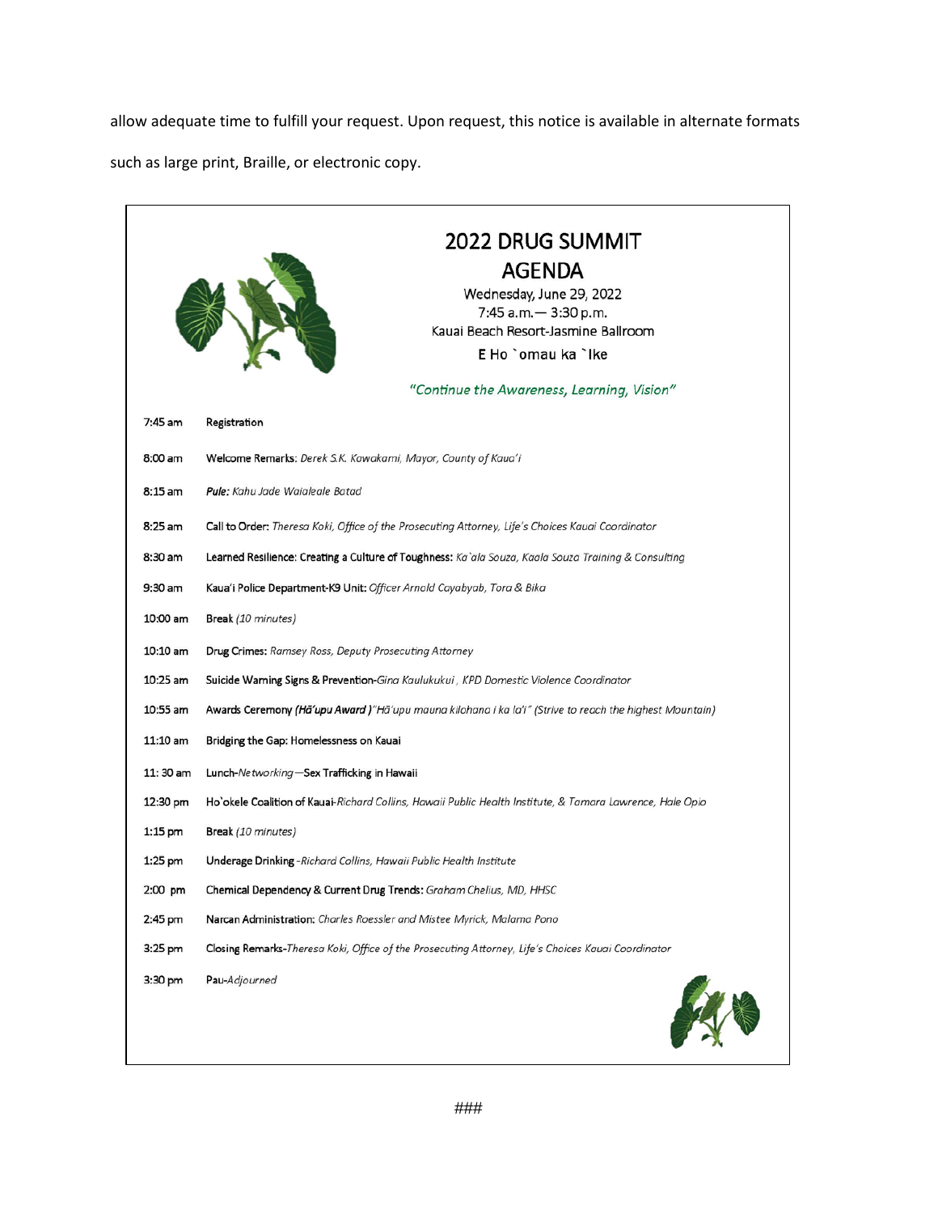allow adequate time to fulfill your request. Upon request, this notice is available in alternate formats such as large print, Braille, or electronic copy.

# 2022 DRUG SUMMIT AGENDA

Wednesday, June 29, 2022
7:45 a.m.— 3:30 p.m.
Kauai Beach Resort-Jasmine Ballroom

E Ho `omau ka `Ike

*"Continue the Awareness, Learning, Vision"*

| | |
|---|---|
| 7:45 am | **Registration** |
| 8:00 am | **Welcome Remarks:** *Derek S.K. Kawakami, Mayor, County of Kaua'i* |
| 8:15 am | ***Pule:*** *Kahu Jade Waialeale Batad* |
| 8:25 am | **Call to Order:** *Theresa Koki, Office of the Prosecuting Attorney, Life's Choices Kauai Coordinator* |
| 8:30 am | **Learned Resilience: Creating a Culture of Toughness:** *Ka`ala Souza, Kaala Souza Training & Consulting* |
| 9:30 am | **Kaua'i Police Department-K9 Unit:** *Officer Arnold Cayabyab, Tora & Bika* |
| 10:00 am | **Break** *(10 minutes)* |
| 10:10 am | **Drug Crimes:** *Ramsey Ross, Deputy Prosecuting Attorney* |
| 10:25 am | **Suicide Warning Signs & Prevention-***Gina Kaulukukui , KPD Domestic Violence Coordinator* |
| 10:55 am | **Awards Ceremony *(Hā'upu Award )*** *"Hā'upu mauna kilohana i ka la'i" (Strive to reach the highest Mountain)* |
| 11:10 am | **Bridging the Gap: Homelessness on Kauai** |
| 11: 30 am | **Lunch-***Networking*—**Sex Trafficking in Hawaii** |
| 12:30 pm | **Ho`okele Coalition of Kauai-***Richard Collins, Hawaii Public Health Institute, & Tamara Lawrence, Hale Opio* |
| 1:15 pm | **Break** *(10 minutes)* |
| 1:25 pm | **Underage Drinking** *-Richard Collins, Hawaii Public Health Institute* |
| 2:00 pm | **Chemical Dependency & Current Drug Trends:** *Graham Chelius, MD, HHSC* |
| 2:45 pm | **Narcan Administration:** *Charles Roessler and Mistee Myrick, Malama Pono* |
| 3:25 pm | **Closing Remarks-***Theresa Koki, Office of the Prosecuting Attorney, Life's Choices Kauai Coordinator* |
| 3:30 pm | **Pau-***Adjourned* |

###